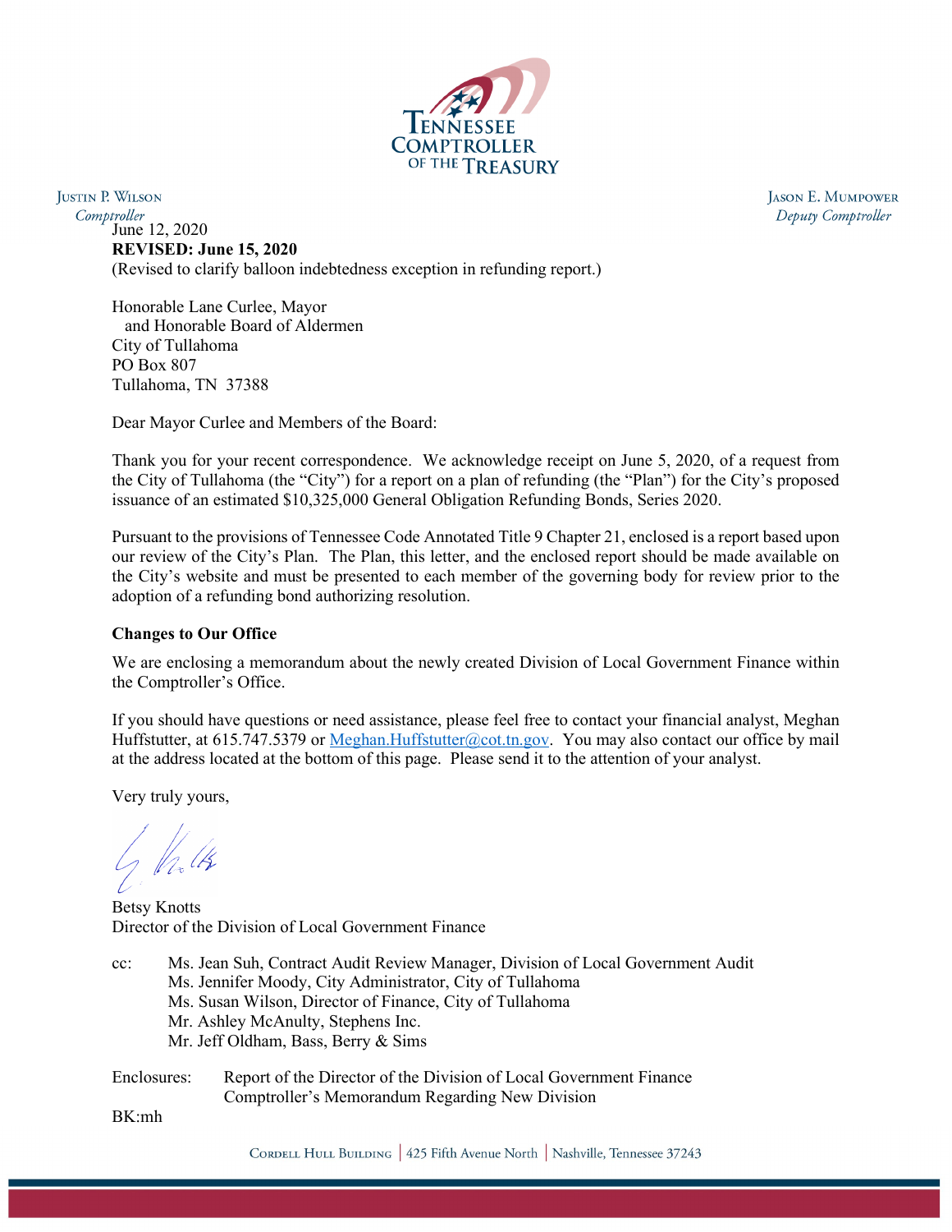TENNESSEE COMPTROLLER OF THE TREASURY

JUSTIN P. WILSON
*Comptroller*

JASON E. MUMPOWER
*Deputy Comptroller*

June 12, 2020
**REVISED: June 15, 2020**
(Revised to clarify balloon indebtedness exception in refunding report.)

Honorable Lane Curlee, Mayor
 and Honorable Board of Aldermen
City of Tullahoma
PO Box 807
Tullahoma, TN 37388

Dear Mayor Curlee and Members of the Board:

Thank you for your recent correspondence. We acknowledge receipt on June 5, 2020, of a request from the City of Tullahoma (the "City") for a report on a plan of refunding (the "Plan") for the City's proposed issuance of an estimated $10,325,000 General Obligation Refunding Bonds, Series 2020.

Pursuant to the provisions of Tennessee Code Annotated Title 9 Chapter 21, enclosed is a report based upon our review of the City's Plan. The Plan, this letter, and the enclosed report should be made available on the City's website and must be presented to each member of the governing body for review prior to the adoption of a refunding bond authorizing resolution.

**Changes to Our Office**

We are enclosing a memorandum about the newly created Division of Local Government Finance within the Comptroller's Office.

If you should have questions or need assistance, please feel free to contact your financial analyst, Meghan Huffstutter, at 615.747.5379 or Meghan.Huffstutter@cot.tn.gov. You may also contact our office by mail at the address located at the bottom of this page. Please send it to the attention of your analyst.

Very truly yours,

Betsy Knotts
Director of the Division of Local Government Finance

cc: Ms. Jean Suh, Contract Audit Review Manager, Division of Local Government Audit
Ms. Jennifer Moody, City Administrator, City of Tullahoma
Ms. Susan Wilson, Director of Finance, City of Tullahoma
Mr. Ashley McAnulty, Stephens Inc.
Mr. Jeff Oldham, Bass, Berry & Sims

Enclosures: Report of the Director of the Division of Local Government Finance
Comptroller's Memorandum Regarding New Division

BK:mh

CORDELL HULL BUILDING | 425 Fifth Avenue North | Nashville, Tennessee 37243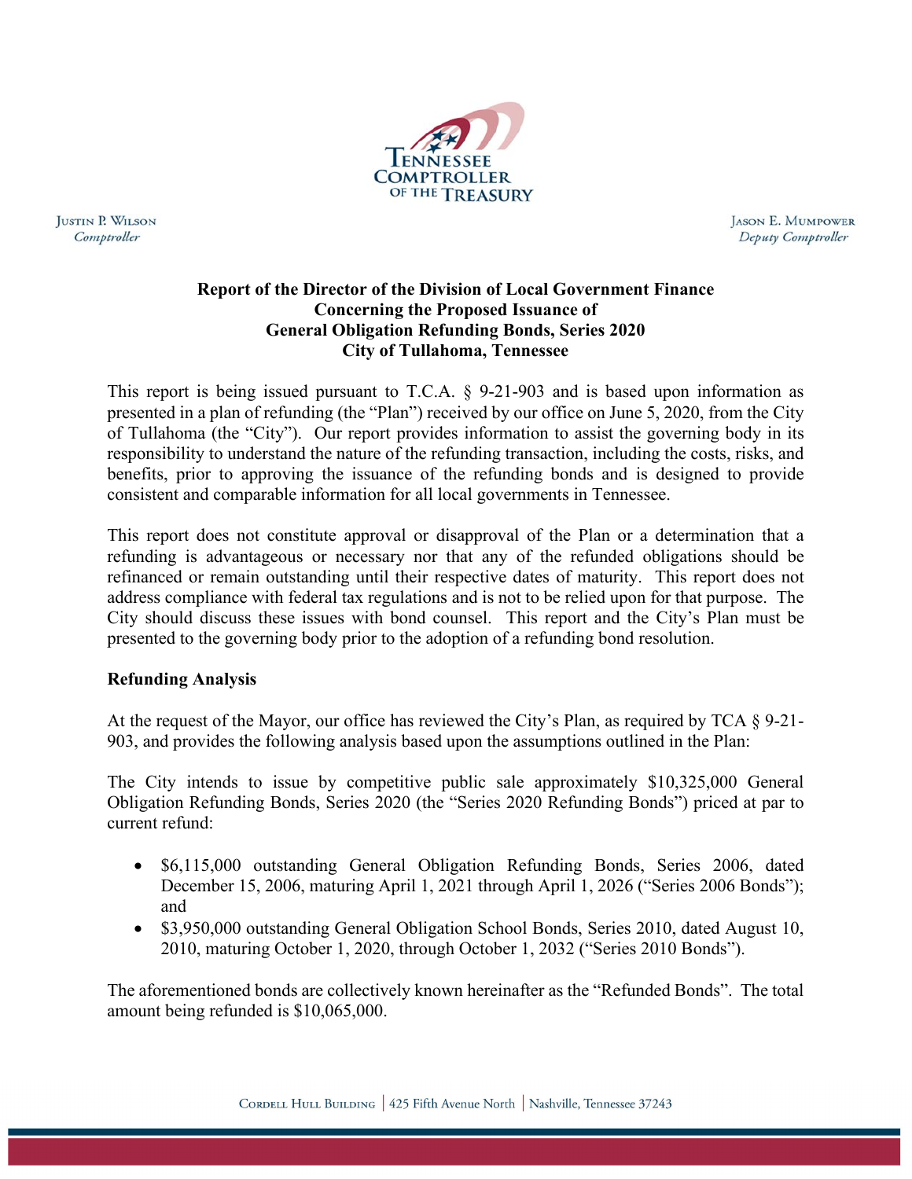**Justin P. Wilson**
*Comptroller*

**Jason E. Mumpower**
*Deputy Comptroller*

**Report of the Director of the Division of Local Government Finance**
**Concerning the Proposed Issuance of**
**General Obligation Refunding Bonds, Series 2020**
**City of Tullahoma, Tennessee**

This report is being issued pursuant to T.C.A. § 9-21-903 and is based upon information as presented in a plan of refunding (the "Plan") received by our office on June 5, 2020, from the City of Tullahoma (the "City"). Our report provides information to assist the governing body in its responsibility to understand the nature of the refunding transaction, including the costs, risks, and benefits, prior to approving the issuance of the refunding bonds and is designed to provide consistent and comparable information for all local governments in Tennessee.

This report does not constitute approval or disapproval of the Plan or a determination that a refunding is advantageous or necessary nor that any of the refunded obligations should be refinanced or remain outstanding until their respective dates of maturity. This report does not address compliance with federal tax regulations and is not to be relied upon for that purpose. The City should discuss these issues with bond counsel. This report and the City's Plan must be presented to the governing body prior to the adoption of a refunding bond resolution.

**Refunding Analysis**

At the request of the Mayor, our office has reviewed the City's Plan, as required by TCA § 9-21-903, and provides the following analysis based upon the assumptions outlined in the Plan:

The City intends to issue by competitive public sale approximately $10,325,000 General Obligation Refunding Bonds, Series 2020 (the "Series 2020 Refunding Bonds") priced at par to current refund:

- $6,115,000 outstanding General Obligation Refunding Bonds, Series 2006, dated December 15, 2006, maturing April 1, 2021 through April 1, 2026 ("Series 2006 Bonds"); and
- $3,950,000 outstanding General Obligation School Bonds, Series 2010, dated August 10, 2010, maturing October 1, 2020, through October 1, 2032 ("Series 2010 Bonds").

The aforementioned bonds are collectively known hereinafter as the "Refunded Bonds". The total amount being refunded is $10,065,000.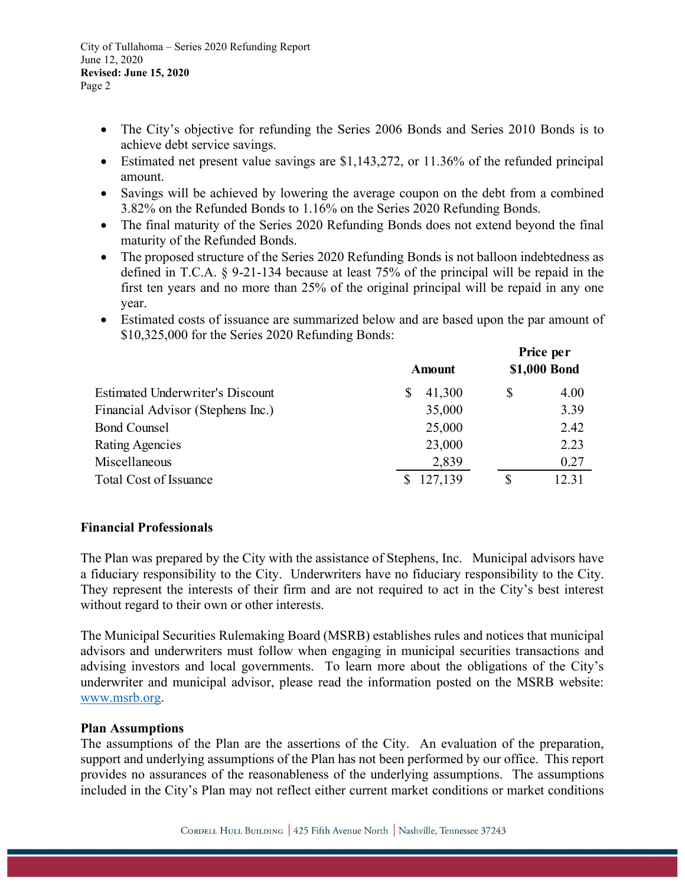- The City's objective for refunding the Series 2006 Bonds and Series 2010 Bonds is to achieve debt service savings.
- Estimated net present value savings are $1,143,272, or 11.36% of the refunded principal amount.
- Savings will be achieved by lowering the average coupon on the debt from a combined 3.82% on the Refunded Bonds to 1.16% on the Series 2020 Refunding Bonds.
- The final maturity of the Series 2020 Refunding Bonds does not extend beyond the final maturity of the Refunded Bonds.
- The proposed structure of the Series 2020 Refunding Bonds is not balloon indebtedness as defined in T.C.A. § 9-21-134 because at least 75% of the principal will be repaid in the first ten years and no more than 25% of the original principal will be repaid in any one year.
- Estimated costs of issuance are summarized below and are based upon the par amount of $10,325,000 for the Series 2020 Refunding Bonds:

| | Amount | Price per $1,000 Bond |
|---|---|---|
| Estimated Underwriter's Discount | $ 41,300 | $ 4.00 |
| Financial Advisor (Stephens Inc.) | 35,000 | 3.39 |
| Bond Counsel | 25,000 | 2.42 |
| Rating Agencies | 23,000 | 2.23 |
| Miscellaneous | 2,839 | 0.27 |
| Total Cost of Issuance | $ 127,139 | $ 12.31 |

**Financial Professionals**

The Plan was prepared by the City with the assistance of Stephens, Inc. Municipal advisors have a fiduciary responsibility to the City. Underwriters have no fiduciary responsibility to the City. They represent the interests of their firm and are not required to act in the City's best interest without regard to their own or other interests.

The Municipal Securities Rulemaking Board (MSRB) establishes rules and notices that municipal advisors and underwriters must follow when engaging in municipal securities transactions and advising investors and local governments. To learn more about the obligations of the City's underwriter and municipal advisor, please read the information posted on the MSRB website: www.msrb.org.

**Plan Assumptions**

The assumptions of the Plan are the assertions of the City. An evaluation of the preparation, support and underlying assumptions of the Plan has not been performed by our office. This report provides no assurances of the reasonableness of the underlying assumptions. The assumptions included in the City's Plan may not reflect either current market conditions or market conditions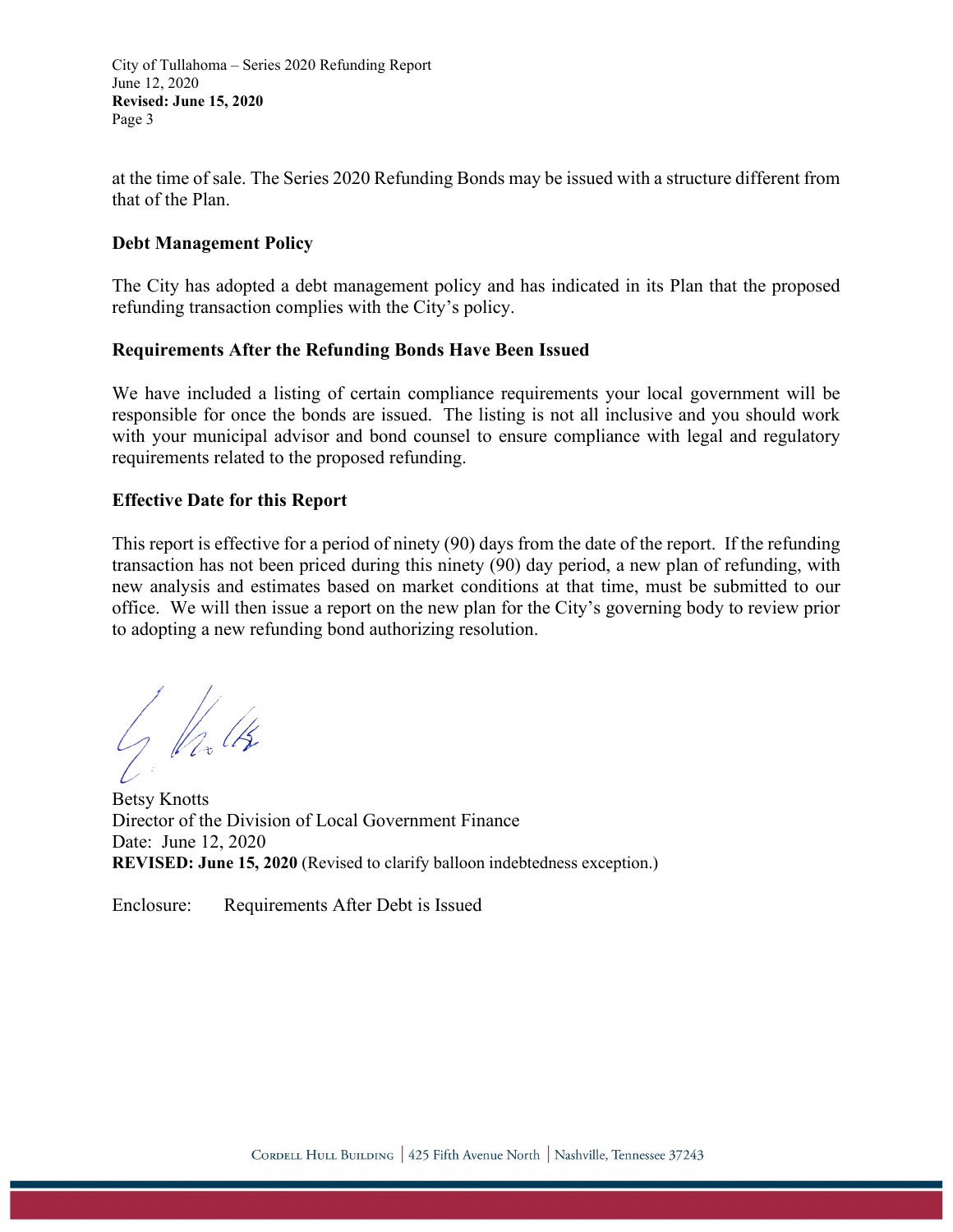at the time of sale. The Series 2020 Refunding Bonds may be issued with a structure different from that of the Plan.

### Debt Management Policy

The City has adopted a debt management policy and has indicated in its Plan that the proposed refunding transaction complies with the City's policy.

### Requirements After the Refunding Bonds Have Been Issued

We have included a listing of certain compliance requirements your local government will be responsible for once the bonds are issued. The listing is not all inclusive and you should work with your municipal advisor and bond counsel to ensure compliance with legal and regulatory requirements related to the proposed refunding.

### Effective Date for this Report

This report is effective for a period of ninety (90) days from the date of the report. If the refunding transaction has not been priced during this ninety (90) day period, a new plan of refunding, with new analysis and estimates based on market conditions at that time, must be submitted to our office. We will then issue a report on the new plan for the City's governing body to review prior to adopting a new refunding bond authorizing resolution.

Betsy Knotts
Director of the Division of Local Government Finance
Date: June 12, 2020
**REVISED: June 15, 2020** (Revised to clarify balloon indebtedness exception.)

Enclosure: Requirements After Debt is Issued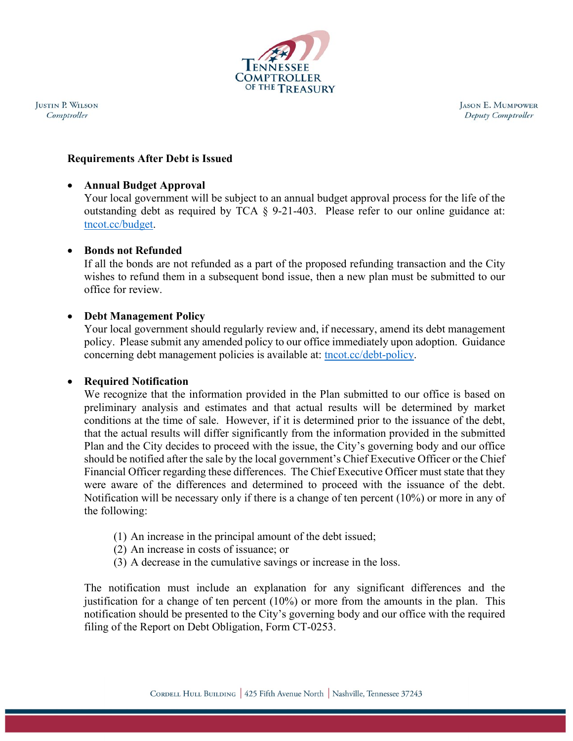## Requirements After Debt is Issued

- **Annual Budget Approval**
  Your local government will be subject to an annual budget approval process for the life of the outstanding debt as required by TCA § 9-21-403. Please refer to our online guidance at: tncot.cc/budget.

- **Bonds not Refunded**
  If all the bonds are not refunded as a part of the proposed refunding transaction and the City wishes to refund them in a subsequent bond issue, then a new plan must be submitted to our office for review.

- **Debt Management Policy**
  Your local government should regularly review and, if necessary, amend its debt management policy. Please submit any amended policy to our office immediately upon adoption. Guidance concerning debt management policies is available at: tncot.cc/debt-policy.

- **Required Notification**
  We recognize that the information provided in the Plan submitted to our office is based on preliminary analysis and estimates and that actual results will be determined by market conditions at the time of sale. However, if it is determined prior to the issuance of the debt, that the actual results will differ significantly from the information provided in the submitted Plan and the City decides to proceed with the issue, the City's governing body and our office should be notified after the sale by the local government's Chief Executive Officer or the Chief Financial Officer regarding these differences. The Chief Executive Officer must state that they were aware of the differences and determined to proceed with the issuance of the debt. Notification will be necessary only if there is a change of ten percent (10%) or more in any of the following:

  (1) An increase in the principal amount of the debt issued;
  (2) An increase in costs of issuance; or
  (3) A decrease in the cumulative savings or increase in the loss.

  The notification must include an explanation for any significant differences and the justification for a change of ten percent (10%) or more from the amounts in the plan. This notification should be presented to the City's governing body and our office with the required filing of the Report on Debt Obligation, Form CT-0253.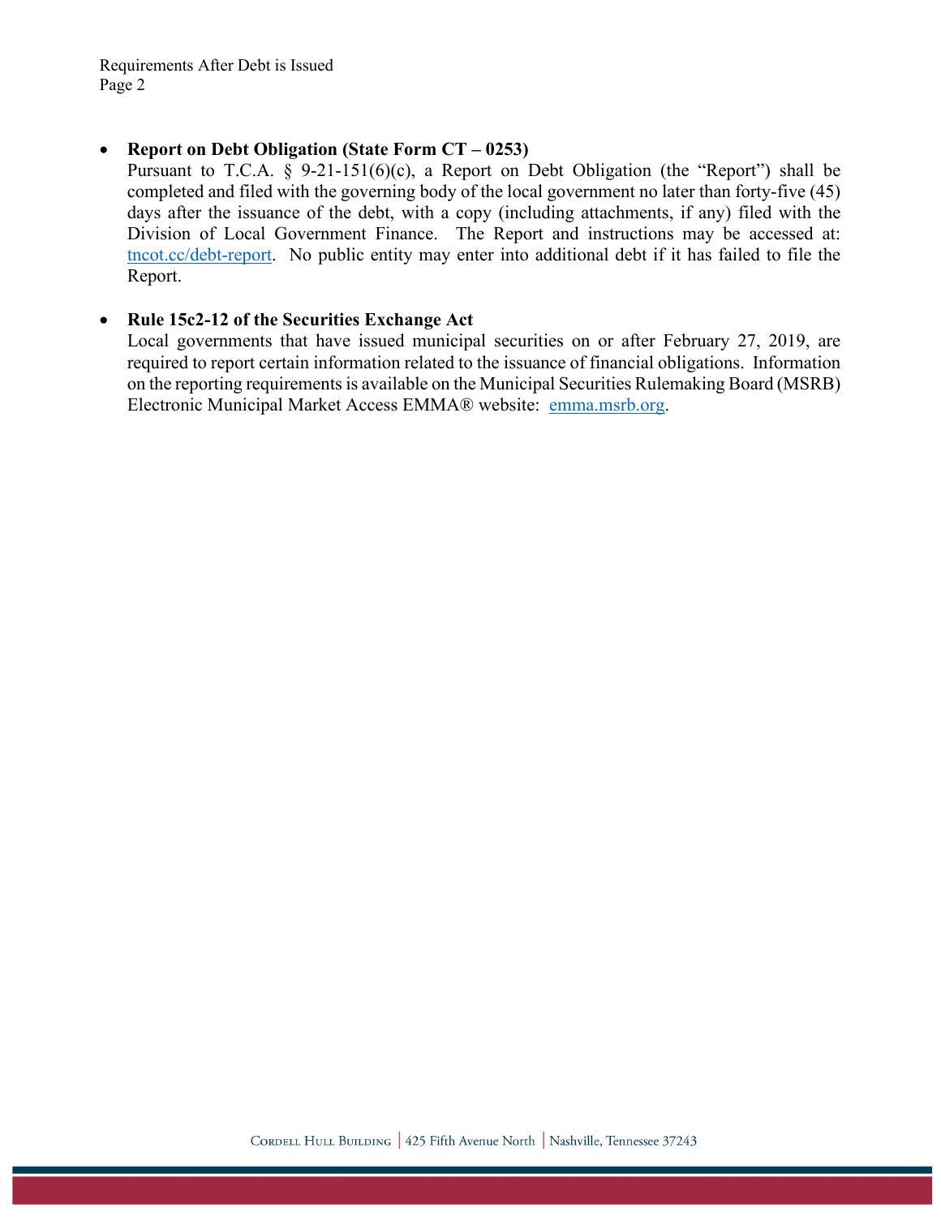- **Report on Debt Obligation (State Form CT – 0253)**
  Pursuant to T.C.A. § 9-21-151(6)(c), a Report on Debt Obligation (the "Report") shall be completed and filed with the governing body of the local government no later than forty-five (45) days after the issuance of the debt, with a copy (including attachments, if any) filed with the Division of Local Government Finance. The Report and instructions may be accessed at: tncot.cc/debt-report. No public entity may enter into additional debt if it has failed to file the Report.

- **Rule 15c2-12 of the Securities Exchange Act**
  Local governments that have issued municipal securities on or after February 27, 2019, are required to report certain information related to the issuance of financial obligations. Information on the reporting requirements is available on the Municipal Securities Rulemaking Board (MSRB) Electronic Municipal Market Access EMMA® website: emma.msrb.org.